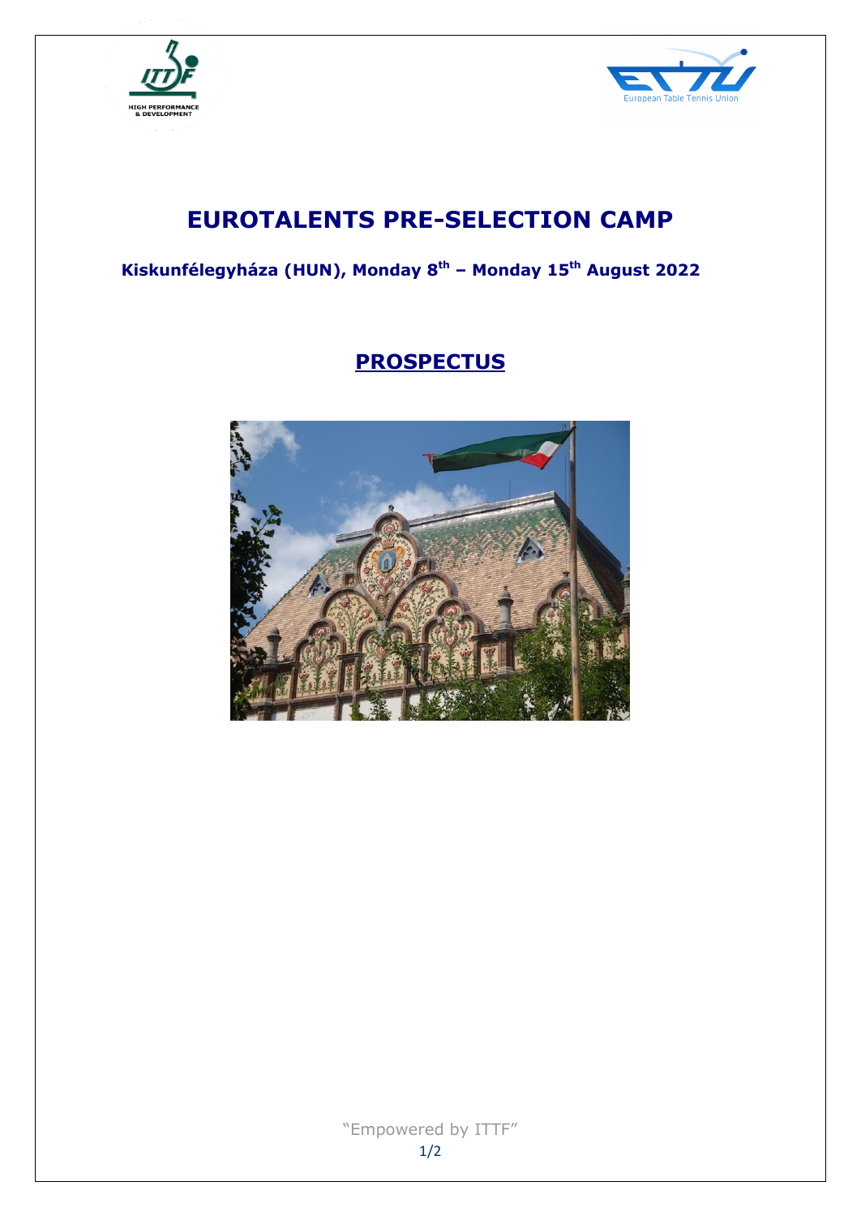# EUROTALENTS PRE-SELECTION CAMP

**Kiskunfélegyháza (HUN), Monday 8th – Monday 15th August 2022**

## PROSPECTUS

"Empowered by ITTF"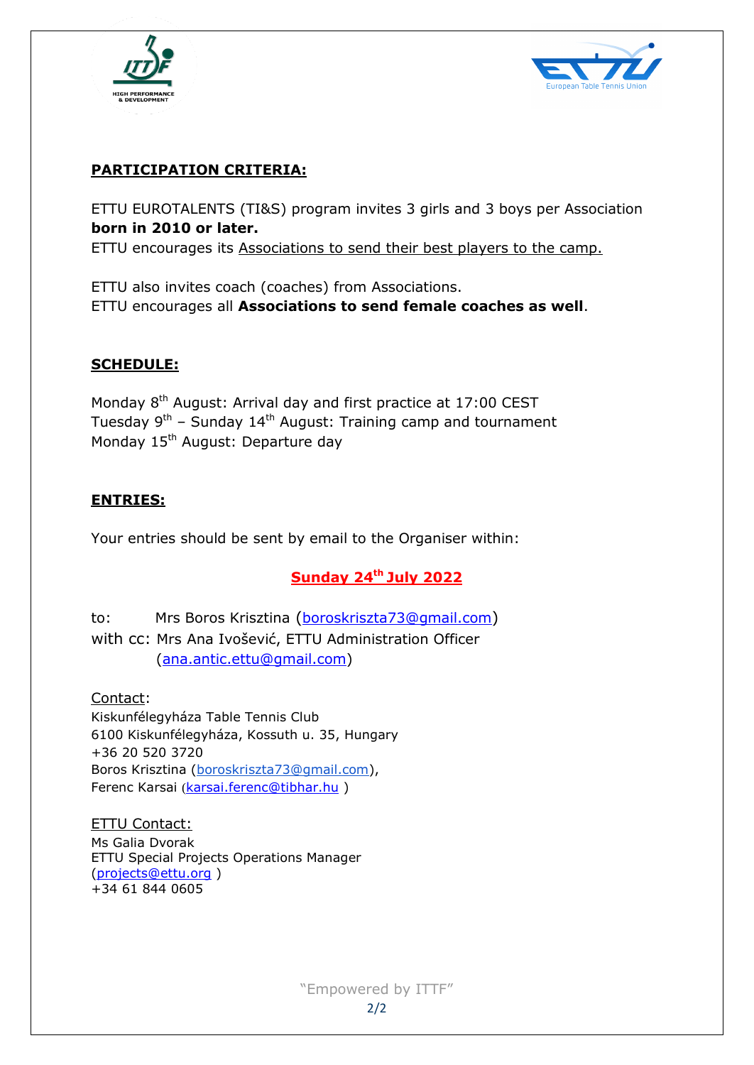## PARTICIPATION CRITERIA:

ETTU EUROTALENTS (TI&S) program invites 3 girls and 3 boys per Association **born in 2010 or later.**
ETTU encourages its Associations to send their best players to the camp.

ETTU also invites coach (coaches) from Associations.
ETTU encourages all **Associations to send female coaches as well**.

## SCHEDULE:

Monday 8th August: Arrival day and first practice at 17:00 CEST
Tuesday 9th – Sunday 14th August: Training camp and tournament
Monday 15th August: Departure day

## ENTRIES:

Your entries should be sent by email to the Organiser within:

**Sunday 24th July 2022**

to: Mrs Boros Krisztina (boroskriszta73@gmail.com)
with cc: Mrs Ana Ivošević, ETTU Administration Officer (ana.antic.ettu@gmail.com)

Contact:
Kiskunfélegyháza Table Tennis Club
6100 Kiskunfélegyháza, Kossuth u. 35, Hungary
+36 20 520 3720
Boros Krisztina (boroskriszta73@gmail.com),
Ferenc Karsai (karsai.ferenc@tibhar.hu )

ETTU Contact:
Ms Galia Dvorak
ETTU Special Projects Operations Manager
(projects@ettu.org )
+34 61 844 0605

"Empowered by ITTF"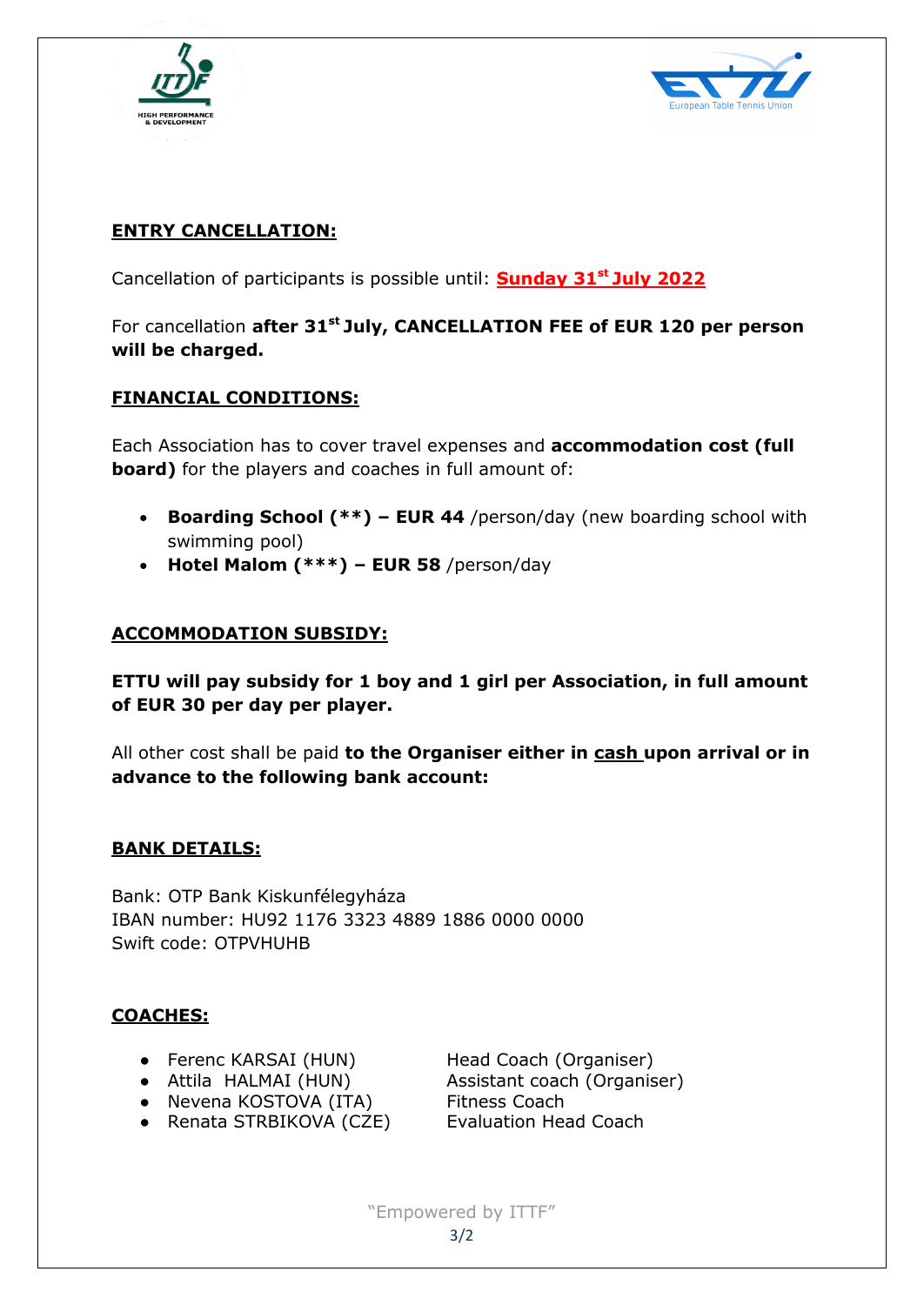## ENTRY CANCELLATION:

Cancellation of participants is possible until: **Sunday 31st July 2022**

For cancellation **after 31st July, CANCELLATION FEE of EUR 120 per person will be charged.**

## FINANCIAL CONDITIONS:

Each Association has to cover travel expenses and **accommodation cost (full board)** for the players and coaches in full amount of:

- **Boarding School (\*\*) – EUR 44** /person/day (new boarding school with swimming pool)
- **Hotel Malom (\*\*\*) – EUR 58** /person/day

## ACCOMMODATION SUBSIDY:

**ETTU will pay subsidy for 1 boy and 1 girl per Association, in full amount of EUR 30 per day per player.**

All other cost shall be paid **to the Organiser either in cash upon arrival or in advance to the following bank account:**

## BANK DETAILS:

Bank: OTP Bank Kiskunfélegyháza
IBAN number: HU92 1176 3323 4889 1886 0000 0000
Swift code: OTPVHUHB

## COACHES:

- Ferenc KARSAI (HUN) — Head Coach (Organiser)
- Attila HALMAI (HUN) — Assistant coach (Organiser)
- Nevena KOSTOVA (ITA) — Fitness Coach
- Renata STRBIKOVA (CZE) — Evaluation Head Coach

"Empowered by ITTF"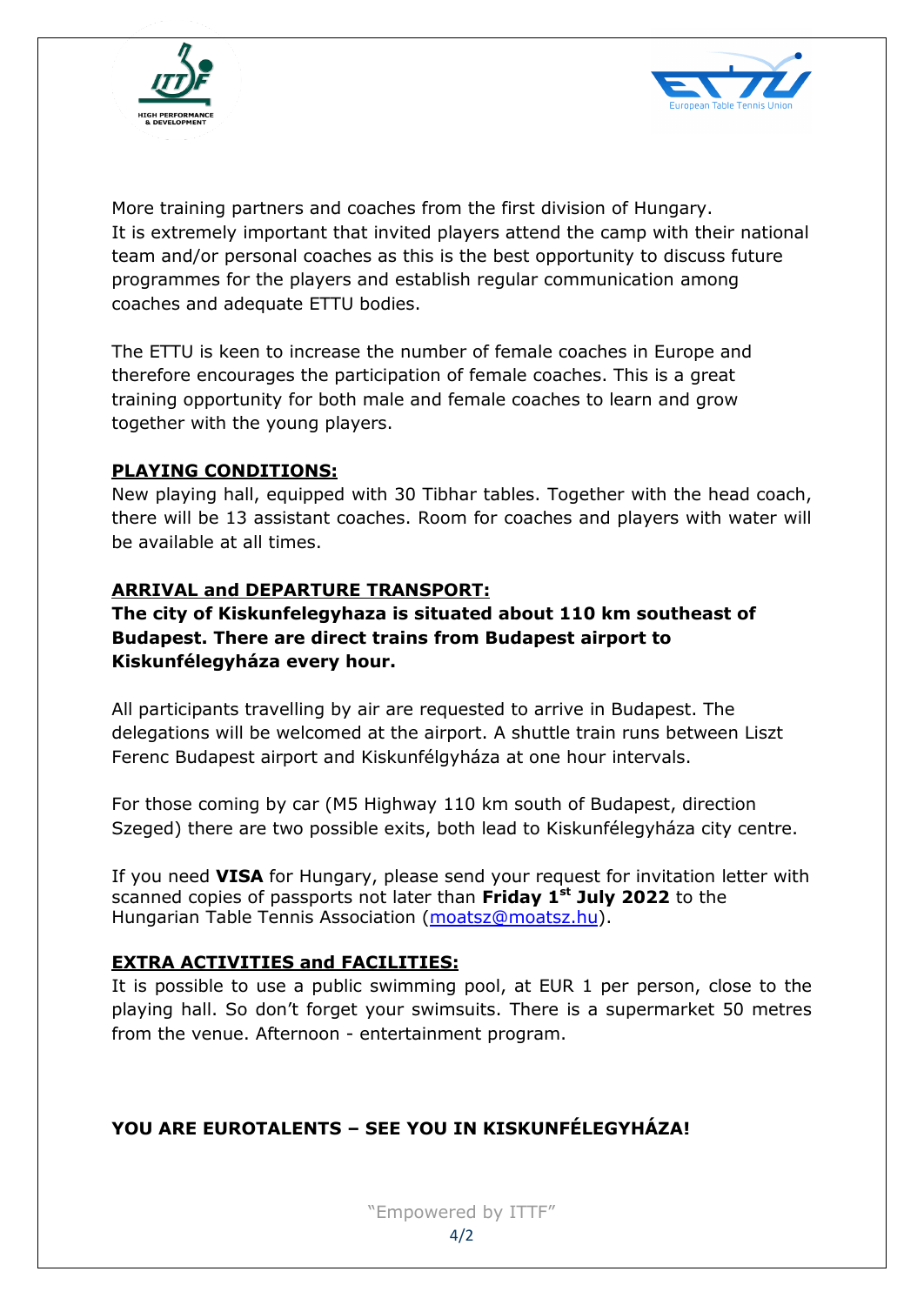More training partners and coaches from the first division of Hungary.
It is extremely important that invited players attend the camp with their national team and/or personal coaches as this is the best opportunity to discuss future programmes for the players and establish regular communication among coaches and adequate ETTU bodies.

The ETTU is keen to increase the number of female coaches in Europe and therefore encourages the participation of female coaches. This is a great training opportunity for both male and female coaches to learn and grow together with the young players.

**PLAYING CONDITIONS:**

New playing hall, equipped with 30 Tibhar tables. Together with the head coach, there will be 13 assistant coaches. Room for coaches and players with water will be available at all times.

**ARRIVAL and DEPARTURE TRANSPORT:**

**The city of Kiskunfelegyhaza is situated about 110 km southeast of Budapest. There are direct trains from Budapest airport to Kiskunfélegyháza every hour.**

All participants travelling by air are requested to arrive in Budapest. The delegations will be welcomed at the airport. A shuttle train runs between Liszt Ferenc Budapest airport and Kiskunfélgyháza at one hour intervals.

For those coming by car (M5 Highway 110 km south of Budapest, direction Szeged) there are two possible exits, both lead to Kiskunfélegyháza city centre.

If you need **VISA** for Hungary, please send your request for invitation letter with scanned copies of passports not later than **Friday 1st July 2022** to the Hungarian Table Tennis Association (moatsz@moatsz.hu).

**EXTRA ACTIVITIES and FACILITIES:**

It is possible to use a public swimming pool, at EUR 1 per person, close to the playing hall. So don't forget your swimsuits. There is a supermarket 50 metres from the venue. Afternoon - entertainment program.

**YOU ARE EUROTALENTS – SEE YOU IN KISKUNFÉLEGYHÁZA!**